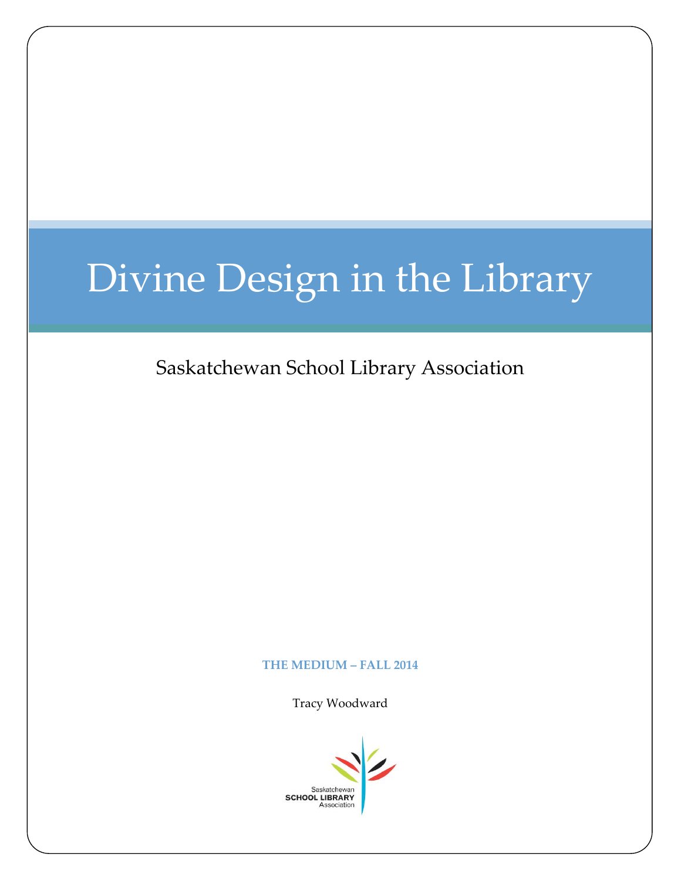# Divine Design in the Library

Saskatchewan School Library Association

**THE MEDIUM – FALL 2014**

Tracy Woodward

Saskatchewan
**SCHOOL LIBRARY**
Association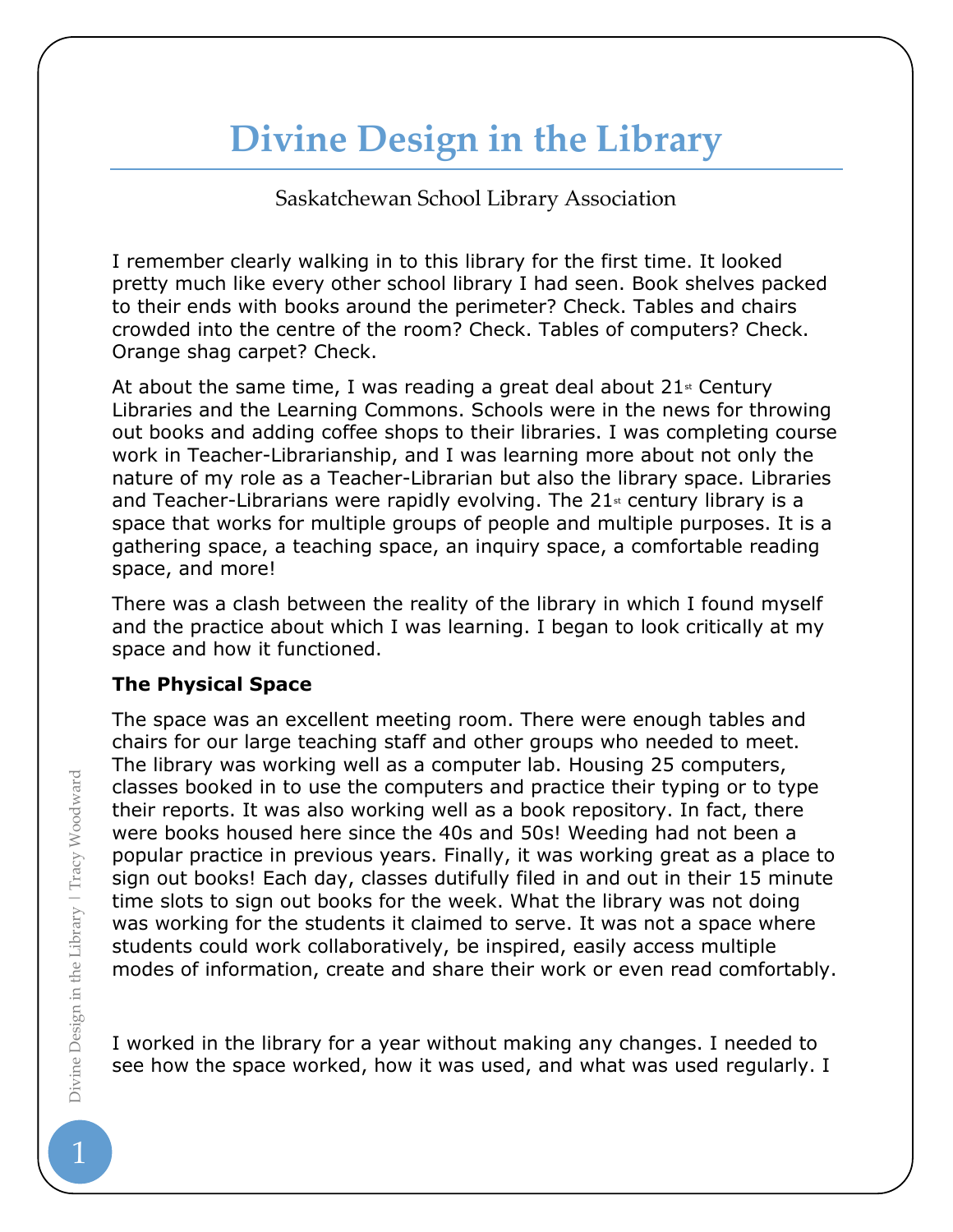# Divine Design in the Library

Saskatchewan School Library Association

I remember clearly walking in to this library for the first time. It looked pretty much like every other school library I had seen. Book shelves packed to their ends with books around the perimeter? Check. Tables and chairs crowded into the centre of the room? Check. Tables of computers? Check. Orange shag carpet? Check.

At about the same time, I was reading a great deal about 21st Century Libraries and the Learning Commons. Schools were in the news for throwing out books and adding coffee shops to their libraries. I was completing course work in Teacher-Librarianship, and I was learning more about not only the nature of my role as a Teacher-Librarian but also the library space. Libraries and Teacher-Librarians were rapidly evolving. The 21st century library is a space that works for multiple groups of people and multiple purposes. It is a gathering space, a teaching space, an inquiry space, a comfortable reading space, and more!

There was a clash between the reality of the library in which I found myself and the practice about which I was learning. I began to look critically at my space and how it functioned.

**The Physical Space**

The space was an excellent meeting room. There were enough tables and chairs for our large teaching staff and other groups who needed to meet. The library was working well as a computer lab. Housing 25 computers, classes booked in to use the computers and practice their typing or to type their reports. It was also working well as a book repository. In fact, there were books housed here since the 40s and 50s! Weeding had not been a popular practice in previous years. Finally, it was working great as a place to sign out books! Each day, classes dutifully filed in and out in their 15 minute time slots to sign out books for the week. What the library was not doing was working for the students it claimed to serve. It was not a space where students could work collaboratively, be inspired, easily access multiple modes of information, create and share their work or even read comfortably.

I worked in the library for a year without making any changes. I needed to see how the space worked, how it was used, and what was used regularly. I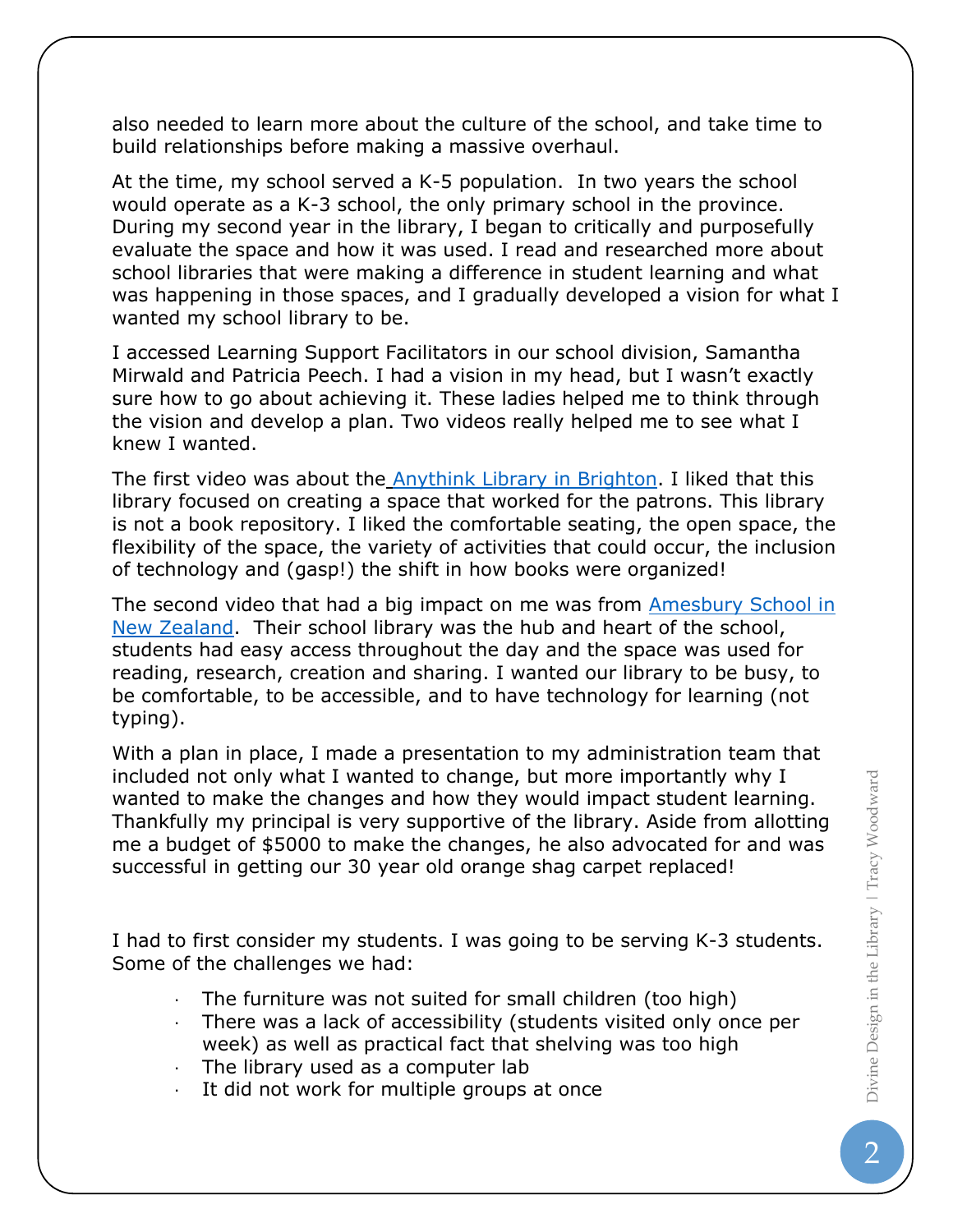also needed to learn more about the culture of the school, and take time to build relationships before making a massive overhaul.

At the time, my school served a K-5 population. In two years the school would operate as a K-3 school, the only primary school in the province. During my second year in the library, I began to critically and purposefully evaluate the space and how it was used. I read and researched more about school libraries that were making a difference in student learning and what was happening in those spaces, and I gradually developed a vision for what I wanted my school library to be.

I accessed Learning Support Facilitators in our school division, Samantha Mirwald and Patricia Peech. I had a vision in my head, but I wasn't exactly sure how to go about achieving it. These ladies helped me to think through the vision and develop a plan. Two videos really helped me to see what I knew I wanted.

The first video was about the Anythink Library in Brighton. I liked that this library focused on creating a space that worked for the patrons. This library is not a book repository. I liked the comfortable seating, the open space, the flexibility of the space, the variety of activities that could occur, the inclusion of technology and (gasp!) the shift in how books were organized!

The second video that had a big impact on me was from Amesbury School in New Zealand. Their school library was the hub and heart of the school, students had easy access throughout the day and the space was used for reading, research, creation and sharing. I wanted our library to be busy, to be comfortable, to be accessible, and to have technology for learning (not typing).

With a plan in place, I made a presentation to my administration team that included not only what I wanted to change, but more importantly why I wanted to make the changes and how they would impact student learning. Thankfully my principal is very supportive of the library. Aside from allotting me a budget of $5000 to make the changes, he also advocated for and was successful in getting our 30 year old orange shag carpet replaced!

I had to first consider my students. I was going to be serving K-3 students. Some of the challenges we had:

- The furniture was not suited for small children (too high)
- There was a lack of accessibility (students visited only once per week) as well as practical fact that shelving was too high
- The library used as a computer lab
- It did not work for multiple groups at once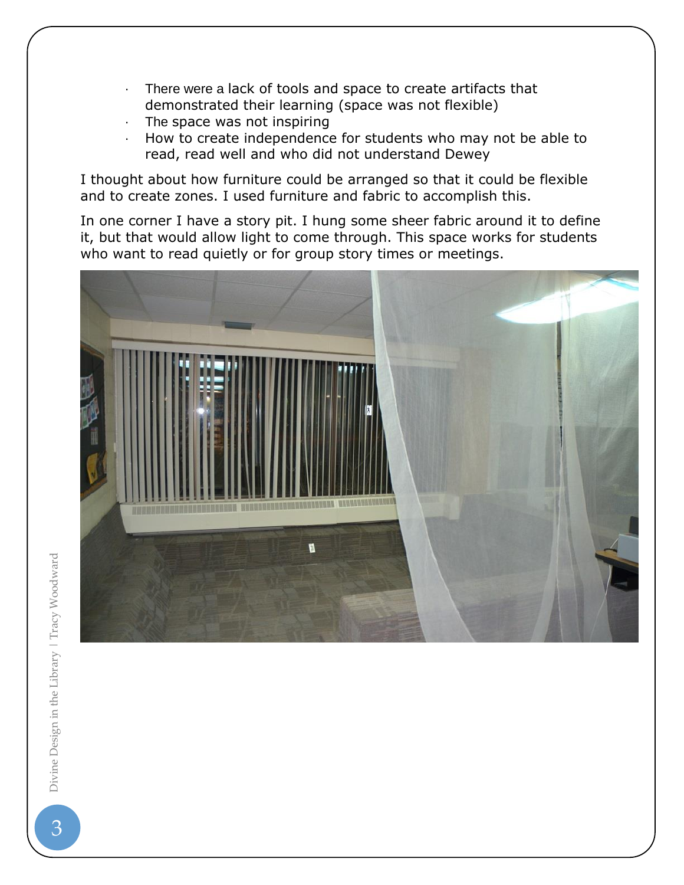- There were a lack of tools and space to create artifacts that demonstrated their learning (space was not flexible)
- The space was not inspiring
- How to create independence for students who may not be able to read, read well and who did not understand Dewey

I thought about how furniture could be arranged so that it could be flexible and to create zones. I used furniture and fabric to accomplish this.

In one corner I have a story pit. I hung some sheer fabric around it to define it, but that would allow light to come through. This space works for students who want to read quietly or for group story times or meetings.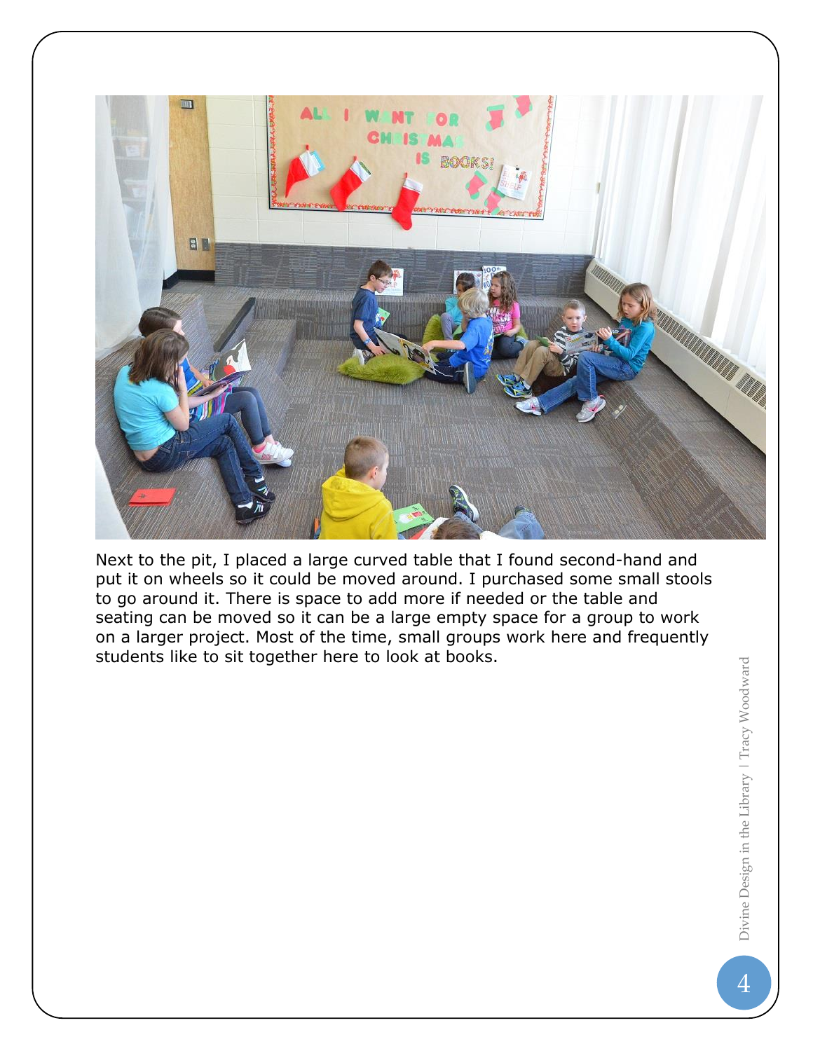Next to the pit, I placed a large curved table that I found second-hand and put it on wheels so it could be moved around. I purchased some small stools to go around it. There is space to add more if needed or the table and seating can be moved so it can be a large empty space for a group to work on a larger project. Most of the time, small groups work here and frequently students like to sit together here to look at books.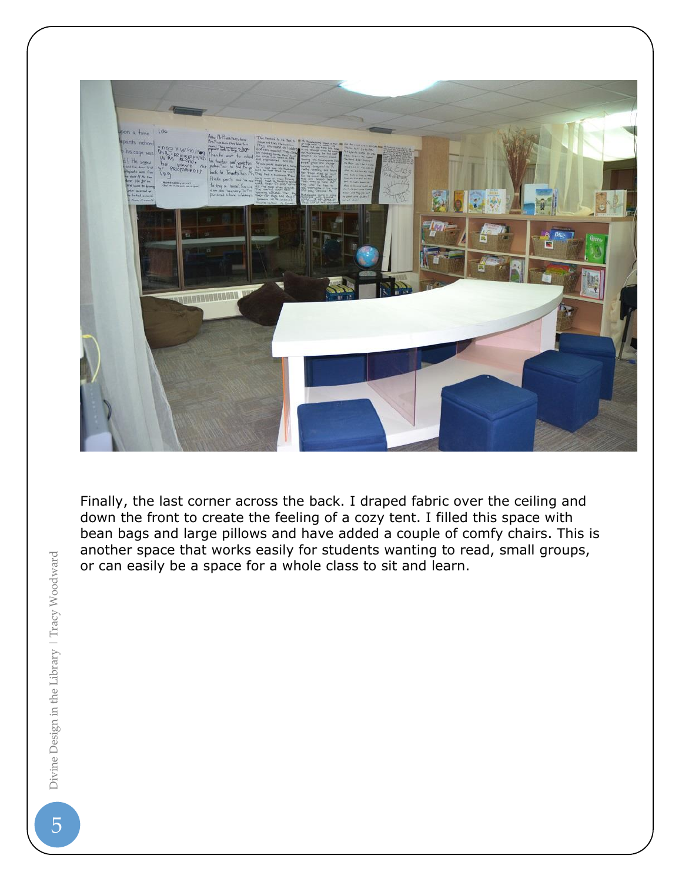Finally, the last corner across the back. I draped fabric over the ceiling and down the front to create the feeling of a cozy tent. I filled this space with bean bags and large pillows and have added a couple of comfy chairs. This is another space that works easily for students wanting to read, small groups, or can easily be a space for a whole class to sit and learn.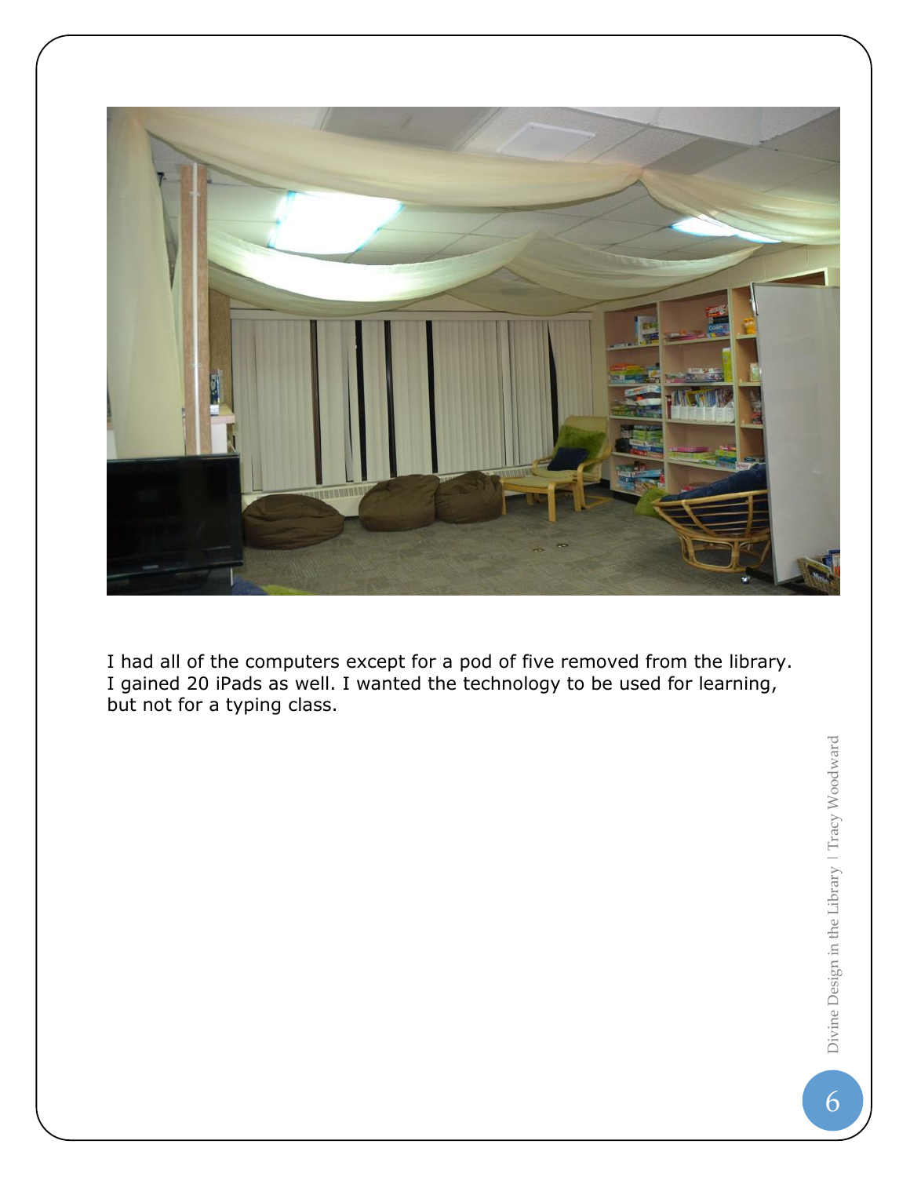I had all of the computers except for a pod of five removed from the library. I gained 20 iPads as well. I wanted the technology to be used for learning, but not for a typing class.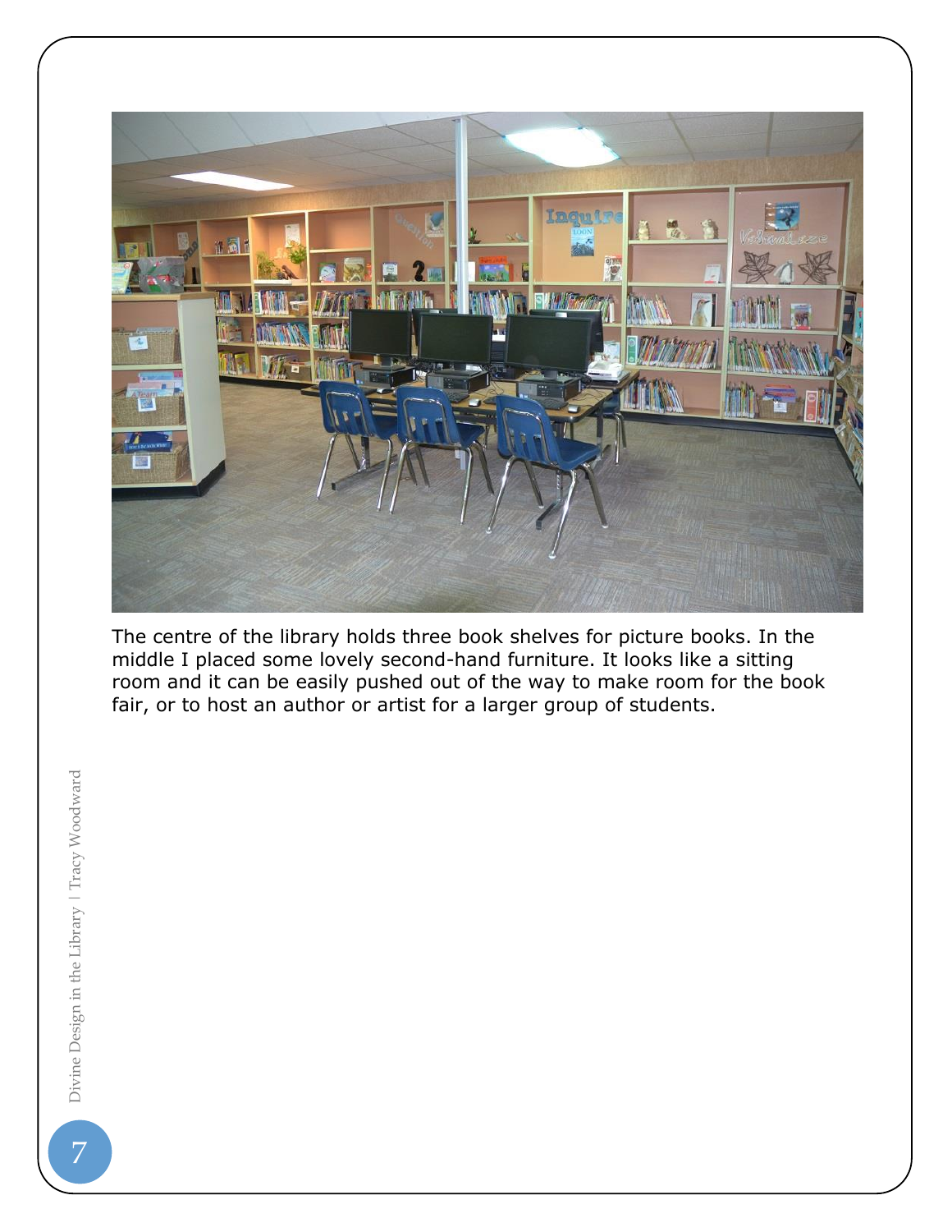The centre of the library holds three book shelves for picture books. In the middle I placed some lovely second-hand furniture. It looks like a sitting room and it can be easily pushed out of the way to make room for the book fair, or to host an author or artist for a larger group of students.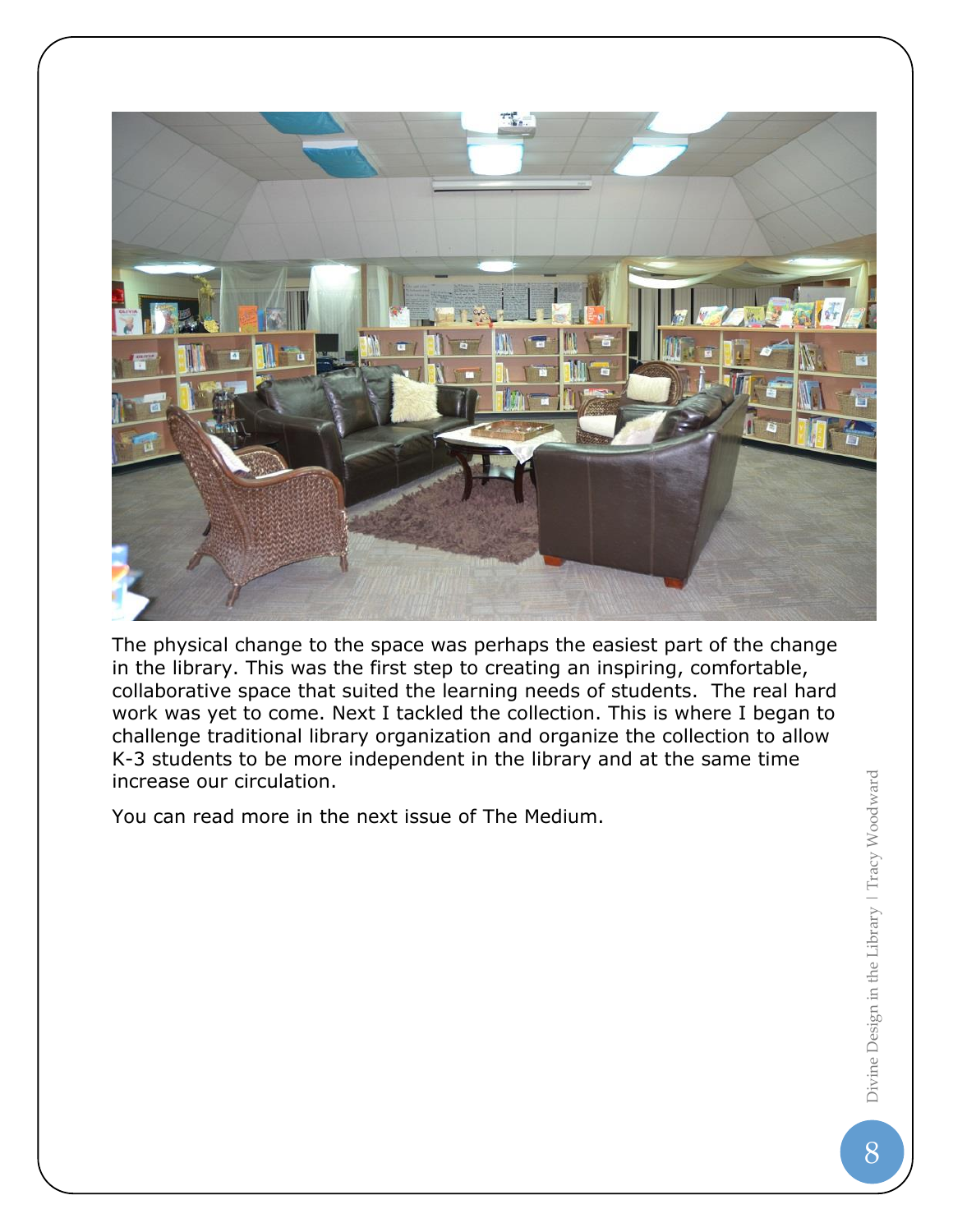The physical change to the space was perhaps the easiest part of the change in the library. This was the first step to creating an inspiring, comfortable, collaborative space that suited the learning needs of students. The real hard work was yet to come. Next I tackled the collection. This is where I began to challenge traditional library organization and organize the collection to allow K-3 students to be more independent in the library and at the same time increase our circulation.

You can read more in the next issue of The Medium.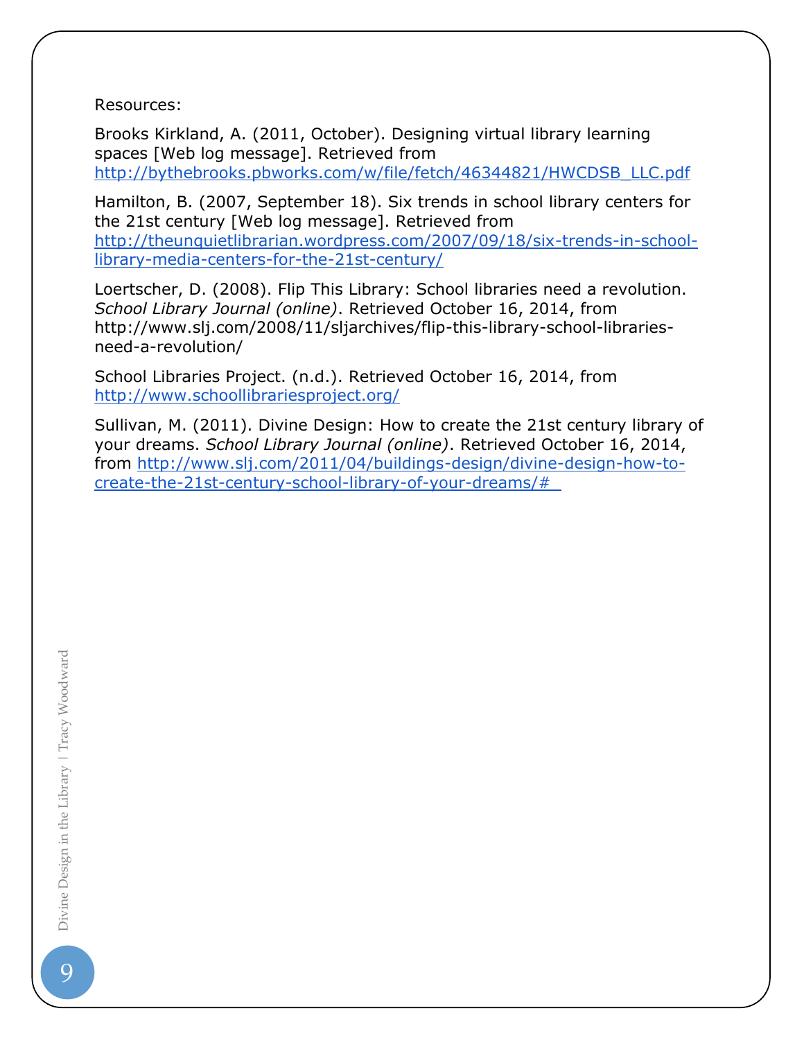Resources:

Brooks Kirkland, A. (2011, October). Designing virtual library learning spaces [Web log message]. Retrieved from http://bythebrooks.pbworks.com/w/file/fetch/46344821/HWCDSB_LLC.pdf

Hamilton, B. (2007, September 18). Six trends in school library centers for the 21st century [Web log message]. Retrieved from http://theunquietlibrarian.wordpress.com/2007/09/18/six-trends-in-school-library-media-centers-for-the-21st-century/

Loertscher, D. (2008). Flip This Library: School libraries need a revolution. *School Library Journal (online)*. Retrieved October 16, 2014, from http://www.slj.com/2008/11/sljarchives/flip-this-library-school-libraries-need-a-revolution/

School Libraries Project. (n.d.). Retrieved October 16, 2014, from http://www.schoollibrariesproject.org/

Sullivan, M. (2011). Divine Design: How to create the 21st century library of your dreams. *School Library Journal (online)*. Retrieved October 16, 2014, from http://www.slj.com/2011/04/buildings-design/divine-design-how-to-create-the-21st-century-school-library-of-your-dreams/#_